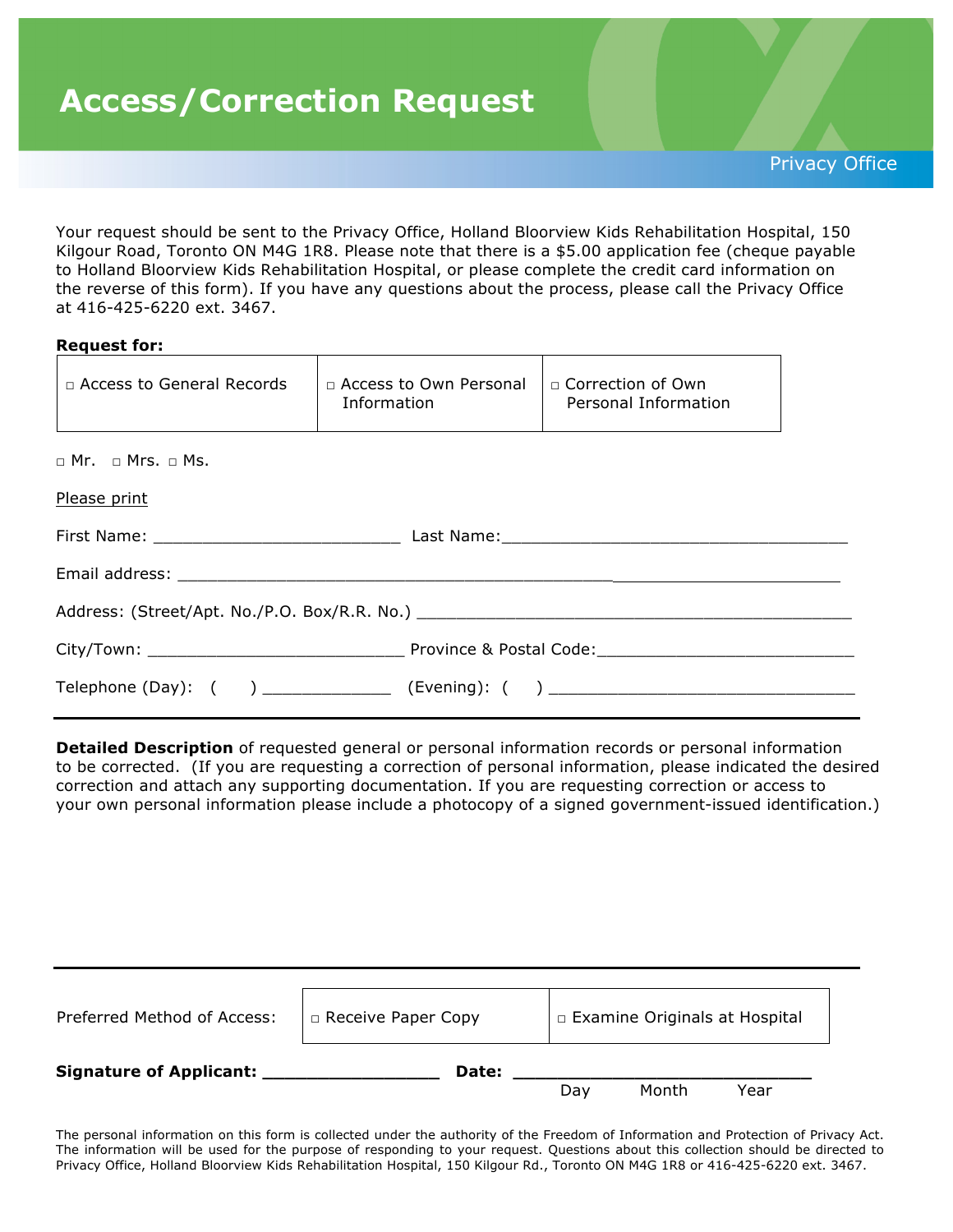# Access/Correction Request

Privacy Office

Your request should be sent to the Privacy Office, Holland Bloorview Kids Rehabilitation Hospital, 150 Kilgour Road, Toronto ON M4G 1R8. Please note that there is a $5.00 application fee (cheque payable to Holland Bloorview Kids Rehabilitation Hospital, or please complete the credit card information on the reverse of this form). If you have any questions about the process, please call the Privacy Office at 416-425-6220 ext. 3467.

**Request for:**

| □ Access to General Records | □ Access to Own Personal Information | □ Correction of Own Personal Information |
|---|---|---|

□ Mr. □ Mrs. □ Ms.

Please print

First Name: __________________________ Last Name: ____________________________________

Email address: ________________________________________________________________________

Address: (Street/Apt. No./P.O. Box/R.R. No.) ______________________________________________

City/Town: ___________________________ Province & Postal Code: ___________________________

Telephone (Day): ( ) _____________ (Evening): ( ) ________________________________

---

**Detailed Description** of requested general or personal information records or personal information to be corrected. (If you are requesting a correction of personal information, please indicated the desired correction and attach any supporting documentation. If you are requesting correction or access to your own personal information please include a photocopy of a signed government-issued identification.)

---

| Preferred Method of Access: | □ Receive Paper Copy | □ Examine Originals at Hospital |
|---|---|---|

**Signature of Applicant:** _________________ **Date:** _____________________________

Day Month Year

The personal information on this form is collected under the authority of the Freedom of Information and Protection of Privacy Act. The information will be used for the purpose of responding to your request. Questions about this collection should be directed to Privacy Office, Holland Bloorview Kids Rehabilitation Hospital, 150 Kilgour Rd., Toronto ON M4G 1R8 or 416-425-6220 ext. 3467.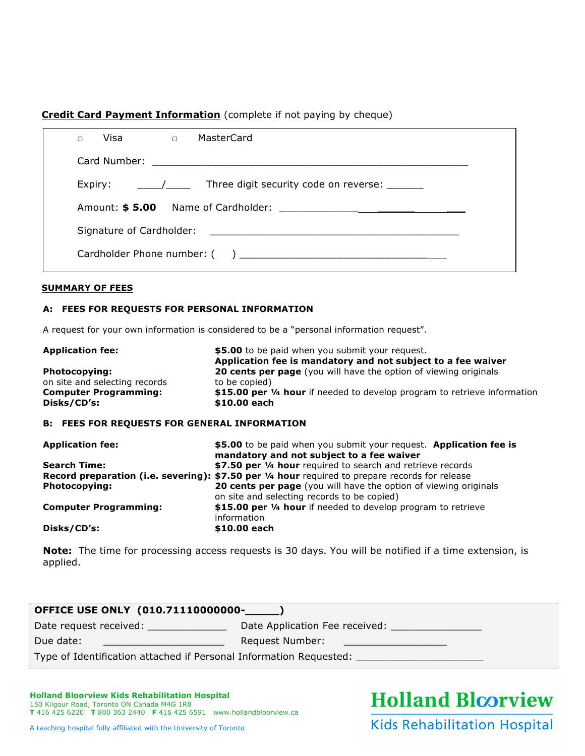**Credit Card Payment Information** (complete if not paying by cheque)

☐ Visa ☐ MasterCard

Card Number: ______________________________________________________

Expiry: ____/____ Three digit security code on reverse: ______

Amount: **$ 5.00** Name of Cardholder: ______________________________

Signature of Cardholder: ___________________________________________

Cardholder Phone number: ( ) ______________________________________

**SUMMARY OF FEES**

**A: FEES FOR REQUESTS FOR PERSONAL INFORMATION**

A request for your own information is considered to be a "personal information request".

| | |
|---|---|
| **Application fee:** | **$5.00** to be paid when you submit your request. **Application fee is mandatory and not subject to a fee waiver** |
| **Photocopying:** | **20 cents per page** (you will have the option of viewing originals on site and selecting records to be copied) |
| **Computer Programming:** | **$15.00 per ¼ hour** if needed to develop program to retrieve information |
| **Disks/CD's:** | **$10.00 each** |

**B: FEES FOR REQUESTS FOR GENERAL INFORMATION**

| | |
|---|---|
| **Application fee:** | **$5.00** to be paid when you submit your request. **Application fee is mandatory and not subject to a fee waiver** |
| **Search Time:** | **$7.50 per ¼ hour** required to search and retrieve records |
| **Record preparation (i.e. severing):** | **$7.50 per ¼ hour** required to prepare records for release |
| **Photocopying:** | **20 cents per page** (you will have the option of viewing originals on site and selecting records to be copied) |
| **Computer Programming:** | **$15.00 per ¼ hour** if needed to develop program to retrieve information |
| **Disks/CD's:** | **$10.00 each** |

**Note:** The time for processing access requests is 30 days. You will be notified if a time extension, is applied.

**OFFICE USE ONLY (010.71110000000-_____)**

Date request received: _____________ Date Application Fee received: _______________

Due date: ____________________ Request Number: _________________

Type of Identification attached if Personal Information Requested: ____________________

**Holland Bloorview Kids Rehabilitation Hospital**
150 Kilgour Road, Toronto ON Canada M4G 1R8
**T** 416 425 6220 **T** 800 363 2440 **F** 416 425 6591 www.hollandbloorview.ca

A teaching hospital fully affiliated with the University of Toronto

Holland Bloorview
Kids Rehabilitation Hospital